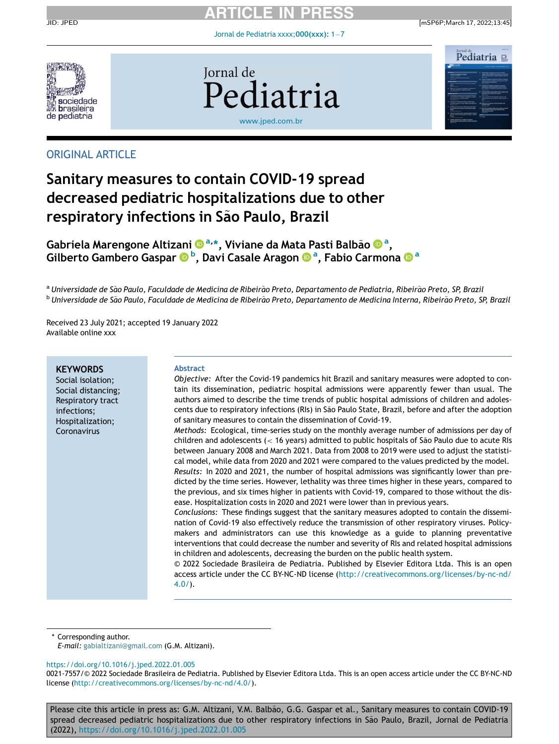ORIGINAL ARTICLE

# Sanitary measures to contain COVID-19 spread decreased pediatric hospitalizations due to other respiratory infections in São Paulo, Brazil

**Gabriela Marengone Altizani [a,*], Viviane da Mata Pasti Balbão [a], Gilberto Gambero Gaspar [b], Davi Casale Aragon [a], Fabio Carmona [a]**

[a] *Universidade de São Paulo, Faculdade de Medicina de Ribeirão Preto, Departamento de Pediatria, Ribeirão Preto, SP, Brazil*
[b] *Universidade de São Paulo, Faculdade de Medicina de Ribeirão Preto, Departamento de Medicina Interna, Ribeirão Preto, SP, Brazil*

Received 23 July 2021; accepted 19 January 2022
Available online xxx

**KEYWORDS**
Social isolation;
Social distancing;
Respiratory tract infections;
Hospitalization;
Coronavirus

**Abstract**

*Objective:* After the Covid-19 pandemics hit Brazil and sanitary measures were adopted to contain its dissemination, pediatric hospital admissions were apparently fewer than usual. The authors aimed to describe the time trends of public hospital admissions of children and adolescents due to respiratory infections (RIs) in São Paulo State, Brazil, before and after the adoption of sanitary measures to contain the dissemination of Covid-19.

*Methods:* Ecological, time-series study on the monthly average number of admissions per day of children and adolescents (< 16 years) admitted to public hospitals of São Paulo due to acute RIs between January 2008 and March 2021. Data from 2008 to 2019 were used to adjust the statistical model, while data from 2020 and 2021 were compared to the values predicted by the model.

*Results:* In 2020 and 2021, the number of hospital admissions was significantly lower than predicted by the time series. However, lethality was three times higher in these years, compared to the previous, and six times higher in patients with Covid-19, compared to those without the disease. Hospitalization costs in 2020 and 2021 were lower than in previous years.

*Conclusions:* These findings suggest that the sanitary measures adopted to contain the dissemination of Covid-19 also effectively reduce the transmission of other respiratory viruses. Policymakers and administrators can use this knowledge as a guide to planning preventative interventions that could decrease the number and severity of RIs and related hospital admissions in children and adolescents, decreasing the burden on the public health system.

© 2022 Sociedade Brasileira de Pediatria. Published by Elsevier Editora Ltda. This is an open access article under the CC BY-NC-ND license (http://creativecommons.org/licenses/by-nc-nd/4.0/).

\* Corresponding author.
*E-mail:* gabialtizani@gmail.com (G.M. Altizani).

https://doi.org/10.1016/j.jped.2022.01.005
0021-7557/© 2022 Sociedade Brasileira de Pediatria. Published by Elsevier Editora Ltda. This is an open access article under the CC BY-NC-ND license (http://creativecommons.org/licenses/by-nc-nd/4.0/).

Please cite this article in press as: G.M. Altizani, V.M. Balbão, G.G. Gaspar et al., Sanitary measures to contain COVID-19 spread decreased pediatric hospitalizations due to other respiratory infections in São Paulo, Brazil, Jornal de Pediatria (2022), https://doi.org/10.1016/j.jped.2022.01.005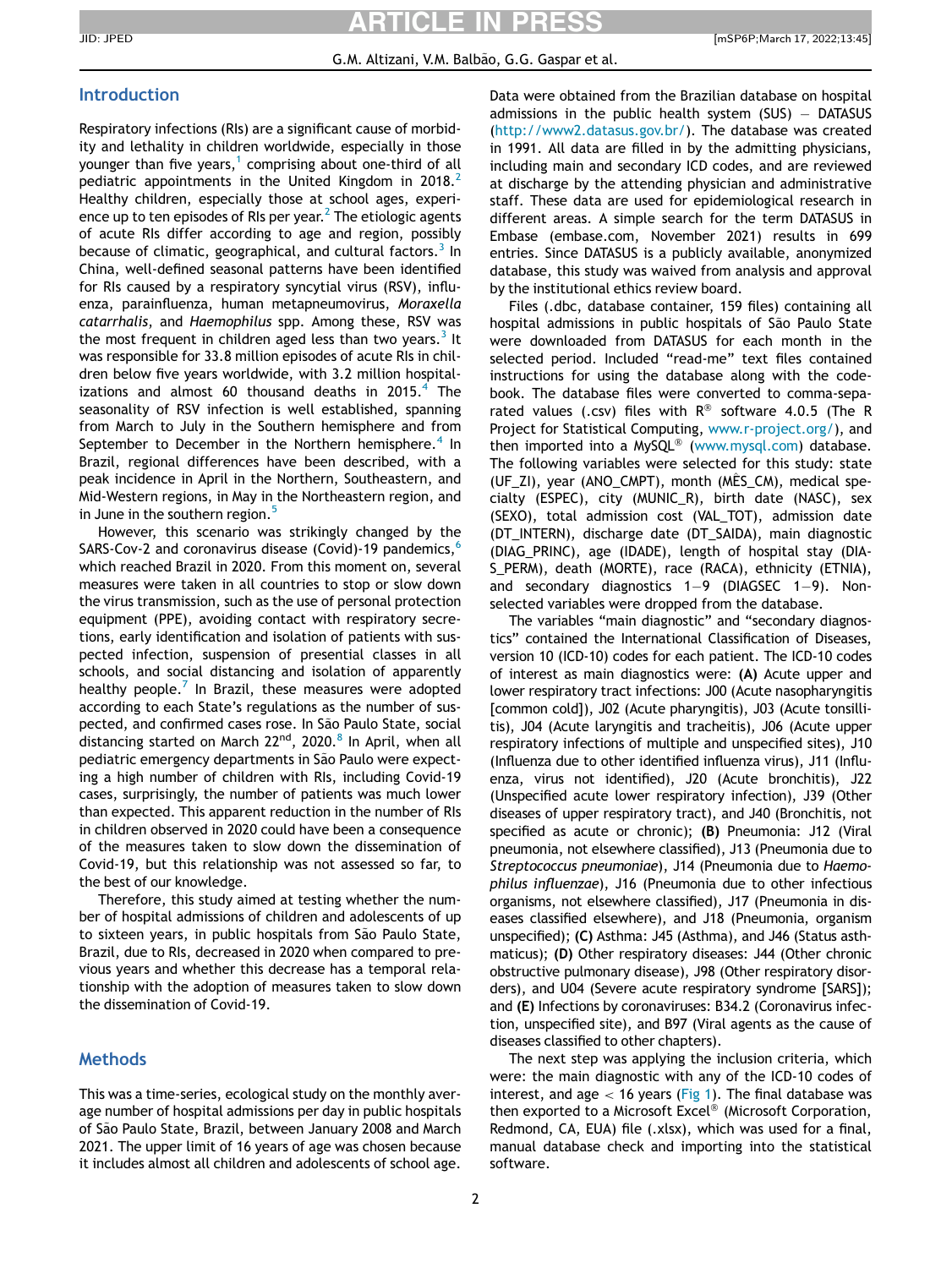## Introduction

Respiratory infections (RIs) are a significant cause of morbidity and lethality in children worldwide, especially in those younger than five years,[1] comprising about one-third of all pediatric appointments in the United Kingdom in 2018.[2] Healthy children, especially those at school ages, experience up to ten episodes of RIs per year.[2] The etiologic agents of acute RIs differ according to age and region, possibly because of climatic, geographical, and cultural factors.[3] In China, well-defined seasonal patterns have been identified for RIs caused by a respiratory syncytial virus (RSV), influenza, parainfluenza, human metapneumovirus, *Moraxella catarrhalis*, and *Haemophilus* spp. Among these, RSV was the most frequent in children aged less than two years.[3] It was responsible for 33.8 million episodes of acute RIs in children below five years worldwide, with 3.2 million hospitalizations and almost 60 thousand deaths in 2015.[4] The seasonality of RSV infection is well established, spanning from March to July in the Southern hemisphere and from September to December in the Northern hemisphere.[4] In Brazil, regional differences have been described, with a peak incidence in April in the Northern, Southeastern, and Mid-Western regions, in May in the Northeastern region, and in June in the southern region.[5]

However, this scenario was strikingly changed by the SARS-Cov-2 and coronavirus disease (Covid)-19 pandemics,[6] which reached Brazil in 2020. From this moment on, several measures were taken in all countries to stop or slow down the virus transmission, such as the use of personal protection equipment (PPE), avoiding contact with respiratory secretions, early identification and isolation of patients with suspected infection, suspension of presential classes in all schools, and social distancing and isolation of apparently healthy people.[7] In Brazil, these measures were adopted according to each State's regulations as the number of suspected, and confirmed cases rose. In São Paulo State, social distancing started on March 22nd, 2020.[8] In April, when all pediatric emergency departments in São Paulo were expecting a high number of children with RIs, including Covid-19 cases, surprisingly, the number of patients was much lower than expected. This apparent reduction in the number of RIs in children observed in 2020 could have been a consequence of the measures taken to slow down the dissemination of Covid-19, but this relationship was not assessed so far, to the best of our knowledge.

Therefore, this study aimed at testing whether the number of hospital admissions of children and adolescents of up to sixteen years, in public hospitals from São Paulo State, Brazil, due to RIs, decreased in 2020 when compared to previous years and whether this decrease has a temporal relationship with the adoption of measures taken to slow down the dissemination of Covid-19.

## Methods

This was a time-series, ecological study on the monthly average number of hospital admissions per day in public hospitals of São Paulo State, Brazil, between January 2008 and March 2021. The upper limit of 16 years of age was chosen because it includes almost all children and adolescents of school age. Data were obtained from the Brazilian database on hospital admissions in the public health system (SUS) – DATASUS (http://www2.datasus.gov.br/). The database was created in 1991. All data are filled in by the admitting physicians, including main and secondary ICD codes, and are reviewed at discharge by the attending physician and administrative staff. These data are used for epidemiological research in different areas. A simple search for the term DATASUS in Embase (embase.com, November 2021) results in 699 entries. Since DATASUS is a publicly available, anonymized database, this study was waived from analysis and approval by the institutional ethics review board.

Files (.dbc, database container, 159 files) containing all hospital admissions in public hospitals of São Paulo State were downloaded from DATASUS for each month in the selected period. Included "read-me" text files contained instructions for using the database along with the codebook. The database files were converted to comma-separated values (.csv) files with R® software 4.0.5 (The R Project for Statistical Computing, www.r-project.org/), and then imported into a MySQL® (www.mysql.com) database. The following variables were selected for this study: state (UF_ZI), year (ANO_CMPT), month (MÊS_CM), medical specialty (ESPEC), city (MUNIC_R), birth date (NASC), sex (SEXO), total admission cost (VAL_TOT), admission date (DT_INTERN), discharge date (DT_SAIDA), main diagnostic (DIAG_PRINC), age (IDADE), length of hospital stay (DIAS_PERM), death (MORTE), race (RACA), ethnicity (ETNIA), and secondary diagnostics 1–9 (DIAGSEC 1–9). Non-selected variables were dropped from the database.

The variables "main diagnostic" and "secondary diagnostics" contained the International Classification of Diseases, version 10 (ICD-10) codes for each patient. The ICD-10 codes of interest as main diagnostics were: **(A)** Acute upper and lower respiratory tract infections: J00 (Acute nasopharyngitis [common cold]), J02 (Acute pharyngitis), J03 (Acute tonsillitis), J04 (Acute laryngitis and tracheitis), J06 (Acute upper respiratory infections of multiple and unspecified sites), J10 (Influenza due to other identified influenza virus), J11 (Influenza, virus not identified), J20 (Acute bronchitis), J22 (Unspecified acute lower respiratory infection), J39 (Other diseases of upper respiratory tract), and J40 (Bronchitis, not specified as acute or chronic); **(B)** Pneumonia: J12 (Viral pneumonia, not elsewhere classified), J13 (Pneumonia due to *Streptococcus pneumoniae*), J14 (Pneumonia due to *Haemophilus influenzae*), J16 (Pneumonia due to other infectious organisms, not elsewhere classified), J17 (Pneumonia in diseases classified elsewhere), and J18 (Pneumonia, organism unspecified); **(C)** Asthma: J45 (Asthma), and J46 (Status asthmaticus); **(D)** Other respiratory diseases: J44 (Other chronic obstructive pulmonary disease), J98 (Other respiratory disorders), and U04 (Severe acute respiratory syndrome [SARS]); and **(E)** Infections by coronaviruses: B34.2 (Coronavirus infection, unspecified site), and B97 (Viral agents as the cause of diseases classified to other chapters).

The next step was applying the inclusion criteria, which were: the main diagnostic with any of the ICD-10 codes of interest, and age < 16 years (Fig 1). The final database was then exported to a Microsoft Excel® (Microsoft Corporation, Redmond, CA, EUA) file (.xlsx), which was used for a final, manual database check and importing into the statistical software.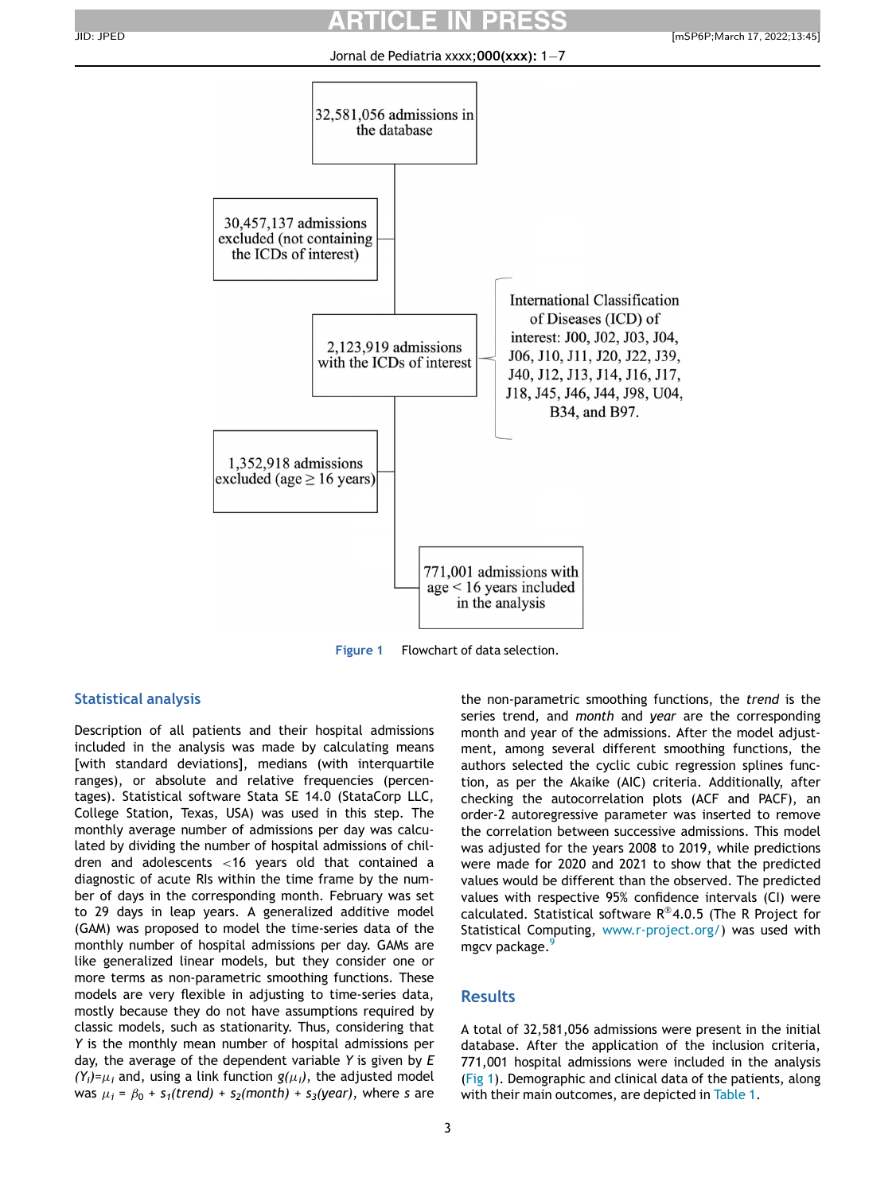32,581,056 admissions in the database

30,457,137 admissions excluded (not containing the ICDs of interest)

2,123,919 admissions with the ICDs of interest

International Classification of Diseases (ICD) of interest: J00, J02, J03, J04, J06, J10, J11, J20, J22, J39, J40, J12, J13, J14, J16, J17, J18, J45, J46, J44, J98, U04, B34, and B97.

1,352,918 admissions excluded (age ≥ 16 years)

771,001 admissions with age < 16 years included in the analysis

**Figure 1** Flowchart of data selection.

## Statistical analysis

Description of all patients and their hospital admissions included in the analysis was made by calculating means [with standard deviations], medians (with interquartile ranges), or absolute and relative frequencies (percentages). Statistical software Stata SE 14.0 (StataCorp LLC, College Station, Texas, USA) was used in this step. The monthly average number of admissions per day was calculated by dividing the number of hospital admissions of children and adolescents <16 years old that contained a diagnostic of acute RIs within the time frame by the number of days in the corresponding month. February was set to 29 days in leap years. A generalized additive model (GAM) was proposed to model the time-series data of the monthly number of hospital admissions per day. GAMs are like generalized linear models, but they consider one or more terms as non-parametric smoothing functions. These models are very flexible in adjusting to time-series data, mostly because they do not have assumptions required by classic models, such as stationarity. Thus, considering that $Y$ is the monthly mean number of hospital admissions per day, the average of the dependent variable $Y$ is given by $E(Y_i)=\mu_i$ and, using a link function $g(\mu_i)$, the adjusted model was $\mu_i = \beta_0 + s_1(trend) + s_2(month) + s_3(year)$, where $s$ are the non-parametric smoothing functions, the *trend* is the series trend, and *month* and *year* are the corresponding month and year of the admissions. After the model adjustment, among several different smoothing functions, the authors selected the cyclic cubic regression splines function, as per the Akaike (AIC) criteria. Additionally, after checking the autocorrelation plots (ACF and PACF), an order-2 autoregressive parameter was inserted to remove the correlation between successive admissions. This model was adjusted for the years 2008 to 2019, while predictions were made for 2020 and 2021 to show that the predicted values would be different than the observed. The predicted values with respective 95% confidence intervals (CI) were calculated. Statistical software R® 4.0.5 (The R Project for Statistical Computing, www.r-project.org/) was used with mgcv package.[9]

## Results

A total of 32,581,056 admissions were present in the initial database. After the application of the inclusion criteria, 771,001 hospital admissions were included in the analysis (Fig 1). Demographic and clinical data of the patients, along with their main outcomes, are depicted in Table 1.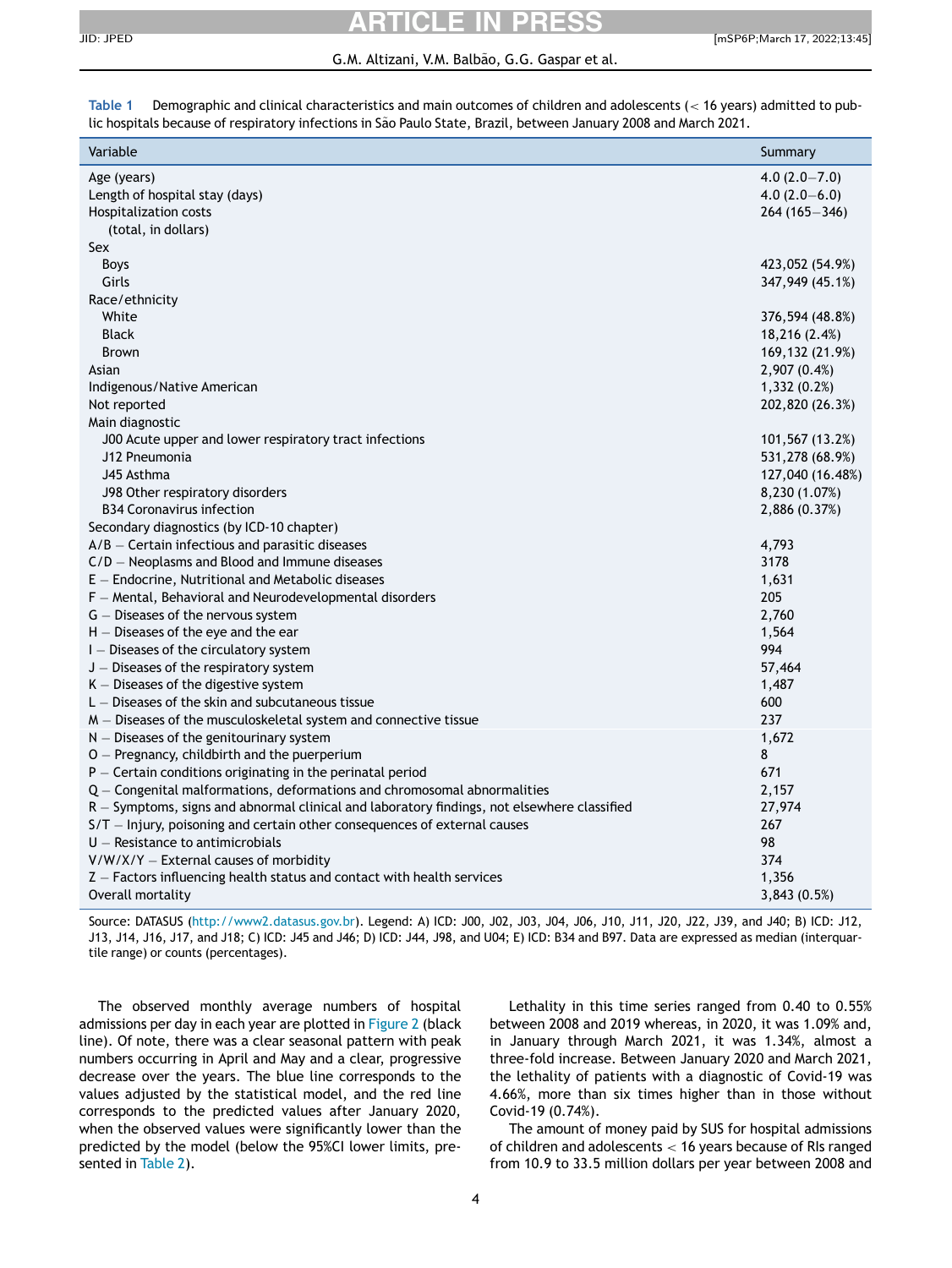**Table 1** Demographic and clinical characteristics and main outcomes of children and adolescents (< 16 years) admitted to public hospitals because of respiratory infections in São Paulo State, Brazil, between January 2008 and March 2021.

| Variable | Summary |
|---|---|
| Age (years) | 4.0 (2.0–7.0) |
| Length of hospital stay (days) | 4.0 (2.0–6.0) |
| Hospitalization costs (total, in dollars) | 264 (165–346) |
| Sex | |
| Boys | 423,052 (54.9%) |
| Girls | 347,949 (45.1%) |
| Race/ethnicity | |
| White | 376,594 (48.8%) |
| Black | 18,216 (2.4%) |
| Brown | 169,132 (21.9%) |
| Asian | 2,907 (0.4%) |
| Indigenous/Native American | 1,332 (0.2%) |
| Not reported | 202,820 (26.3%) |
| Main diagnostic | |
| J00 Acute upper and lower respiratory tract infections | 101,567 (13.2%) |
| J12 Pneumonia | 531,278 (68.9%) |
| J45 Asthma | 127,040 (16.48%) |
| J98 Other respiratory disorders | 8,230 (1.07%) |
| B34 Coronavirus infection | 2,886 (0.37%) |
| Secondary diagnostics (by ICD-10 chapter) | |
| A/B – Certain infectious and parasitic diseases | 4,793 |
| C/D – Neoplasms and Blood and Immune diseases | 3178 |
| E – Endocrine, Nutritional and Metabolic diseases | 1,631 |
| F – Mental, Behavioral and Neurodevelopmental disorders | 205 |
| G – Diseases of the nervous system | 2,760 |
| H – Diseases of the eye and the ear | 1,564 |
| I – Diseases of the circulatory system | 994 |
| J – Diseases of the respiratory system | 57,464 |
| K – Diseases of the digestive system | 1,487 |
| L – Diseases of the skin and subcutaneous tissue | 600 |
| M – Diseases of the musculoskeletal system and connective tissue | 237 |
| N – Diseases of the genitourinary system | 1,672 |
| O – Pregnancy, childbirth and the puerperium | 8 |
| P – Certain conditions originating in the perinatal period | 671 |
| Q – Congenital malformations, deformations and chromosomal abnormalities | 2,157 |
| R – Symptoms, signs and abnormal clinical and laboratory findings, not elsewhere classified | 27,974 |
| S/T – Injury, poisoning and certain other consequences of external causes | 267 |
| U – Resistance to antimicrobials | 98 |
| V/W/X/Y – External causes of morbidity | 374 |
| Z – Factors influencing health status and contact with health services | 1,356 |
| Overall mortality | 3,843 (0.5%) |

Source: DATASUS (http://www2.datasus.gov.br). Legend: A) ICD: J00, J02, J03, J04, J06, J10, J11, J20, J22, J39, and J40; B) ICD: J12, J13, J14, J16, J17, and J18; C) ICD: J45 and J46; D) ICD: J44, J98, and U04; E) ICD: B34 and B97. Data are expressed as median (interquartile range) or counts (percentages).

The observed monthly average numbers of hospital admissions per day in each year are plotted in Figure 2 (black line). Of note, there was a clear seasonal pattern with peak numbers occurring in April and May and a clear, progressive decrease over the years. The blue line corresponds to the values adjusted by the statistical model, and the red line corresponds to the predicted values after January 2020, when the observed values were significantly lower than the predicted by the model (below the 95%CI lower limits, presented in Table 2).

Lethality in this time series ranged from 0.40 to 0.55% between 2008 and 2019 whereas, in 2020, it was 1.09% and, in January through March 2021, it was 1.34%, almost a three-fold increase. Between January 2020 and March 2021, the lethality of patients with a diagnostic of Covid-19 was 4.66%, more than six times higher than in those without Covid-19 (0.74%).

The amount of money paid by SUS for hospital admissions of children and adolescents < 16 years because of RIs ranged from 10.9 to 33.5 million dollars per year between 2008 and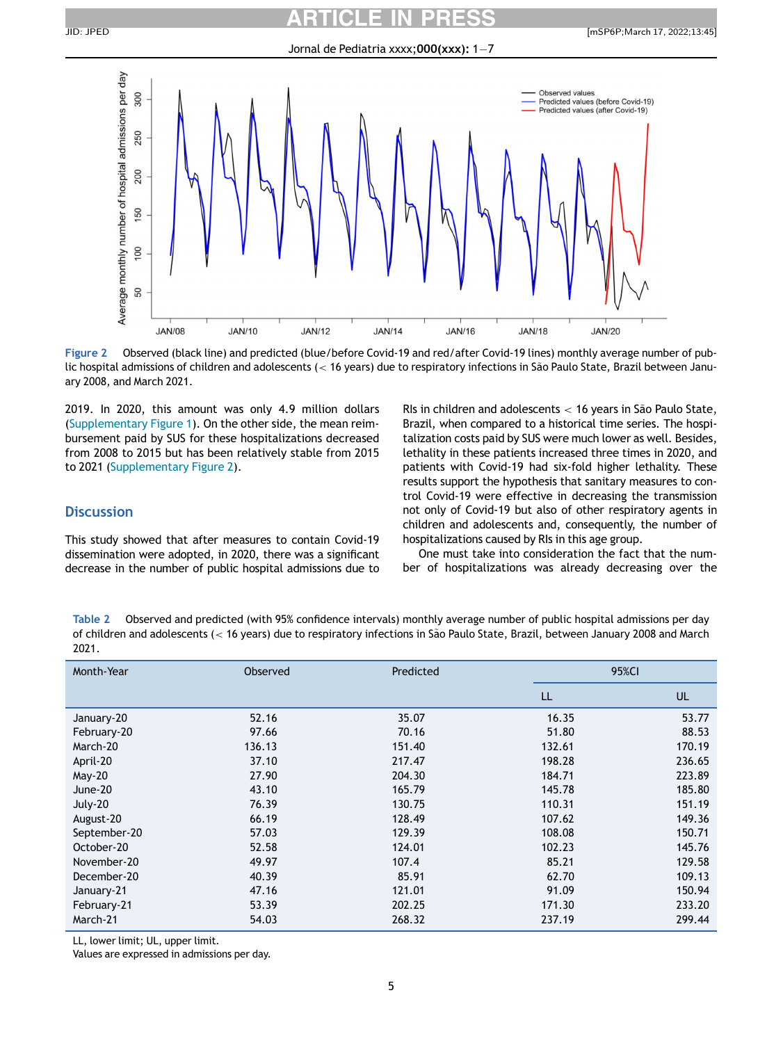Figure 2 Observed (black line) and predicted (blue/before Covid-19 and red/after Covid-19 lines) monthly average number of public hospital admissions of children and adolescents (< 16 years) due to respiratory infections in São Paulo State, Brazil between January 2008, and March 2021.

2019. In 2020, this amount was only 4.9 million dollars (Supplementary Figure 1). On the other side, the mean reimbursement paid by SUS for these hospitalizations decreased from 2008 to 2015 but has been relatively stable from 2015 to 2021 (Supplementary Figure 2).

## Discussion

This study showed that after measures to contain Covid-19 dissemination were adopted, in 2020, there was a significant decrease in the number of public hospital admissions due to RIs in children and adolescents < 16 years in São Paulo State, Brazil, when compared to a historical time series. The hospitalization costs paid by SUS were much lower as well. Besides, lethality in these patients increased three times in 2020, and patients with Covid-19 had six-fold higher lethality. These results support the hypothesis that sanitary measures to control Covid-19 were effective in decreasing the transmission not only of Covid-19 but also of other respiratory agents in children and adolescents and, consequently, the number of hospitalizations caused by RIs in this age group.

One must take into consideration the fact that the number of hospitalizations was already decreasing over the

Table 2 Observed and predicted (with 95% confidence intervals) monthly average number of public hospital admissions per day of children and adolescents (< 16 years) due to respiratory infections in São Paulo State, Brazil, between January 2008 and March 2021.

| Month-Year | Observed | Predicted | 95%CI | |
|---|---|---|---|---|
| | | | LL | UL |
| January-20 | 52.16 | 35.07 | 16.35 | 53.77 |
| February-20 | 97.66 | 70.16 | 51.80 | 88.53 |
| March-20 | 136.13 | 151.40 | 132.61 | 170.19 |
| April-20 | 37.10 | 217.47 | 198.28 | 236.65 |
| May-20 | 27.90 | 204.30 | 184.71 | 223.89 |
| June-20 | 43.10 | 165.79 | 145.78 | 185.80 |
| July-20 | 76.39 | 130.75 | 110.31 | 151.19 |
| August-20 | 66.19 | 128.49 | 107.62 | 149.36 |
| September-20 | 57.03 | 129.39 | 108.08 | 150.71 |
| October-20 | 52.58 | 124.01 | 102.23 | 145.76 |
| November-20 | 49.97 | 107.4 | 85.21 | 129.58 |
| December-20 | 40.39 | 85.91 | 62.70 | 109.13 |
| January-21 | 47.16 | 121.01 | 91.09 | 150.94 |
| February-21 | 53.39 | 202.25 | 171.30 | 233.20 |
| March-21 | 54.03 | 268.32 | 237.19 | 299.44 |

LL, lower limit; UL, upper limit.
Values are expressed in admissions per day.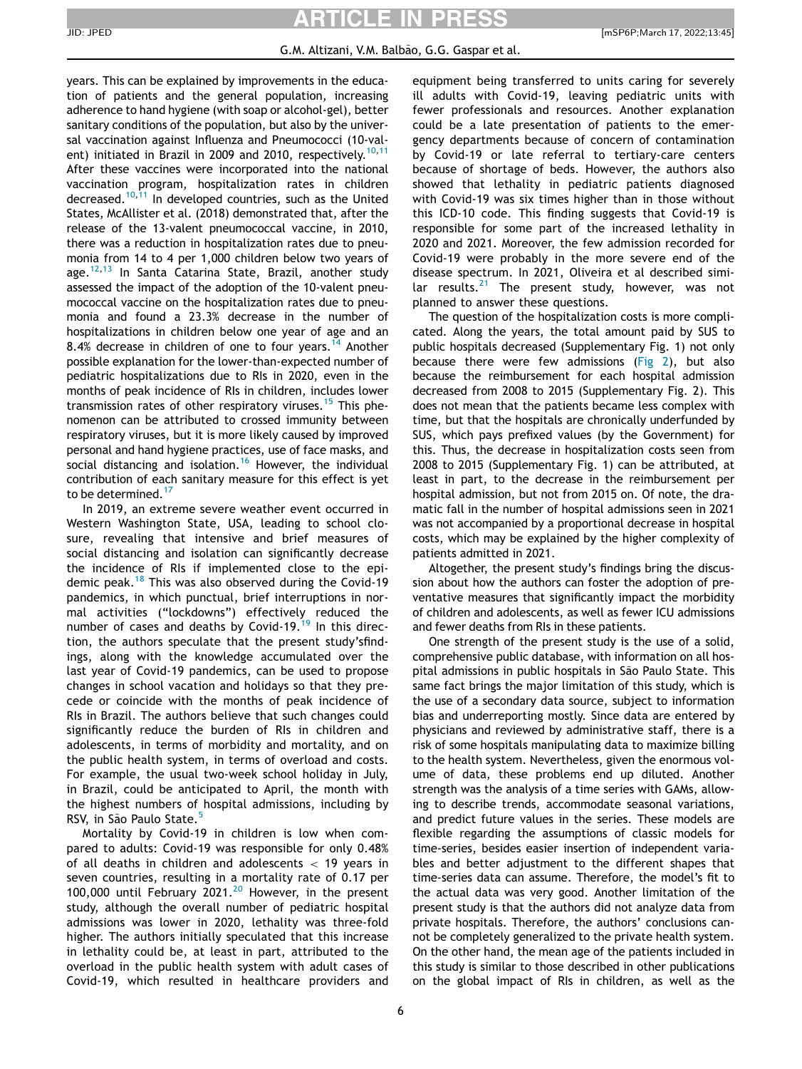years. This can be explained by improvements in the education of patients and the general population, increasing adherence to hand hygiene (with soap or alcohol-gel), better sanitary conditions of the population, but also by the universal vaccination against Influenza and Pneumococci (10-valent) initiated in Brazil in 2009 and 2010, respectively.[10,11] After these vaccines were incorporated into the national vaccination program, hospitalization rates in children decreased.[10,11] In developed countries, such as the United States, McAllister et al. (2018) demonstrated that, after the release of the 13-valent pneumococcal vaccine, in 2010, there was a reduction in hospitalization rates due to pneumonia from 14 to 4 per 1,000 children below two years of age.[12,13] In Santa Catarina State, Brazil, another study assessed the impact of the adoption of the 10-valent pneumococcal vaccine on the hospitalization rates due to pneumonia and found a 23.3% decrease in the number of hospitalizations in children below one year of age and an 8.4% decrease in children of one to four years.[14] Another possible explanation for the lower-than-expected number of pediatric hospitalizations due to RIs in 2020, even in the months of peak incidence of RIs in children, includes lower transmission rates of other respiratory viruses.[15] This phenomenon can be attributed to crossed immunity between respiratory viruses, but it is more likely caused by improved personal and hand hygiene practices, use of face masks, and social distancing and isolation.[16] However, the individual contribution of each sanitary measure for this effect is yet to be determined.[17]

In 2019, an extreme severe weather event occurred in Western Washington State, USA, leading to school closure, revealing that intensive and brief measures of social distancing and isolation can significantly decrease the incidence of RIs if implemented close to the epidemic peak.[18] This was also observed during the Covid-19 pandemics, in which punctual, brief interruptions in normal activities ("lockdowns") effectively reduced the number of cases and deaths by Covid-19.[19] In this direction, the authors speculate that the present study's findings, along with the knowledge accumulated over the last year of Covid-19 pandemics, can be used to propose changes in school vacation and holidays so that they precede or coincide with the months of peak incidence of RIs in Brazil. The authors believe that such changes could significantly reduce the burden of RIs in children and adolescents, in terms of morbidity and mortality, and on the public health system, in terms of overload and costs. For example, the usual two-week school holiday in July, in Brazil, could be anticipated to April, the month with the highest numbers of hospital admissions, including by RSV, in São Paulo State.[5]

Mortality by Covid-19 in children is low when compared to adults: Covid-19 was responsible for only 0.48% of all deaths in children and adolescents < 19 years in seven countries, resulting in a mortality rate of 0.17 per 100,000 until February 2021.[20] However, in the present study, although the overall number of pediatric hospital admissions was lower in 2020, lethality was three-fold higher. The authors initially speculated that this increase in lethality could be, at least in part, attributed to the overload in the public health system with adult cases of Covid-19, which resulted in healthcare providers and equipment being transferred to units caring for severely ill adults with Covid-19, leaving pediatric units with fewer professionals and resources. Another explanation could be a late presentation of patients to the emergency departments because of concern of contamination by Covid-19 or late referral to tertiary-care centers because of shortage of beds. However, the authors also showed that lethality in pediatric patients diagnosed with Covid-19 was six times higher than in those without this ICD-10 code. This finding suggests that Covid-19 is responsible for some part of the increased lethality in 2020 and 2021. Moreover, the few admission recorded for Covid-19 were probably in the more severe end of the disease spectrum. In 2021, Oliveira et al described similar results.[21] The present study, however, was not planned to answer these questions.

The question of the hospitalization costs is more complicated. Along the years, the total amount paid by SUS to public hospitals decreased (Supplementary Fig. 1) not only because there were few admissions (Fig 2), but also because the reimbursement for each hospital admission decreased from 2008 to 2015 (Supplementary Fig. 2). This does not mean that the patients became less complex with time, but that the hospitals are chronically underfunded by SUS, which pays prefixed values (by the Government) for this. Thus, the decrease in hospitalization costs seen from 2008 to 2015 (Supplementary Fig. 1) can be attributed, at least in part, to the decrease in the reimbursement per hospital admission, but not from 2015 on. Of note, the dramatic fall in the number of hospital admissions seen in 2021 was not accompanied by a proportional decrease in hospital costs, which may be explained by the higher complexity of patients admitted in 2021.

Altogether, the present study's findings bring the discussion about how the authors can foster the adoption of preventative measures that significantly impact the morbidity of children and adolescents, as well as fewer ICU admissions and fewer deaths from RIs in these patients.

One strength of the present study is the use of a solid, comprehensive public database, with information on all hospital admissions in public hospitals in São Paulo State. This same fact brings the major limitation of this study, which is the use of a secondary data source, subject to information bias and underreporting mostly. Since data are entered by physicians and reviewed by administrative staff, there is a risk of some hospitals manipulating data to maximize billing to the health system. Nevertheless, given the enormous volume of data, these problems end up diluted. Another strength was the analysis of a time series with GAMs, allowing to describe trends, accommodate seasonal variations, and predict future values in the series. These models are flexible regarding the assumptions of classic models for time-series, besides easier insertion of independent variables and better adjustment to the different shapes that time-series data can assume. Therefore, the model's fit to the actual data was very good. Another limitation of the present study is that the authors did not analyze data from private hospitals. Therefore, the authors' conclusions cannot be completely generalized to the private health system. On the other hand, the mean age of the patients included in this study is similar to those described in other publications on the global impact of RIs in children, as well as the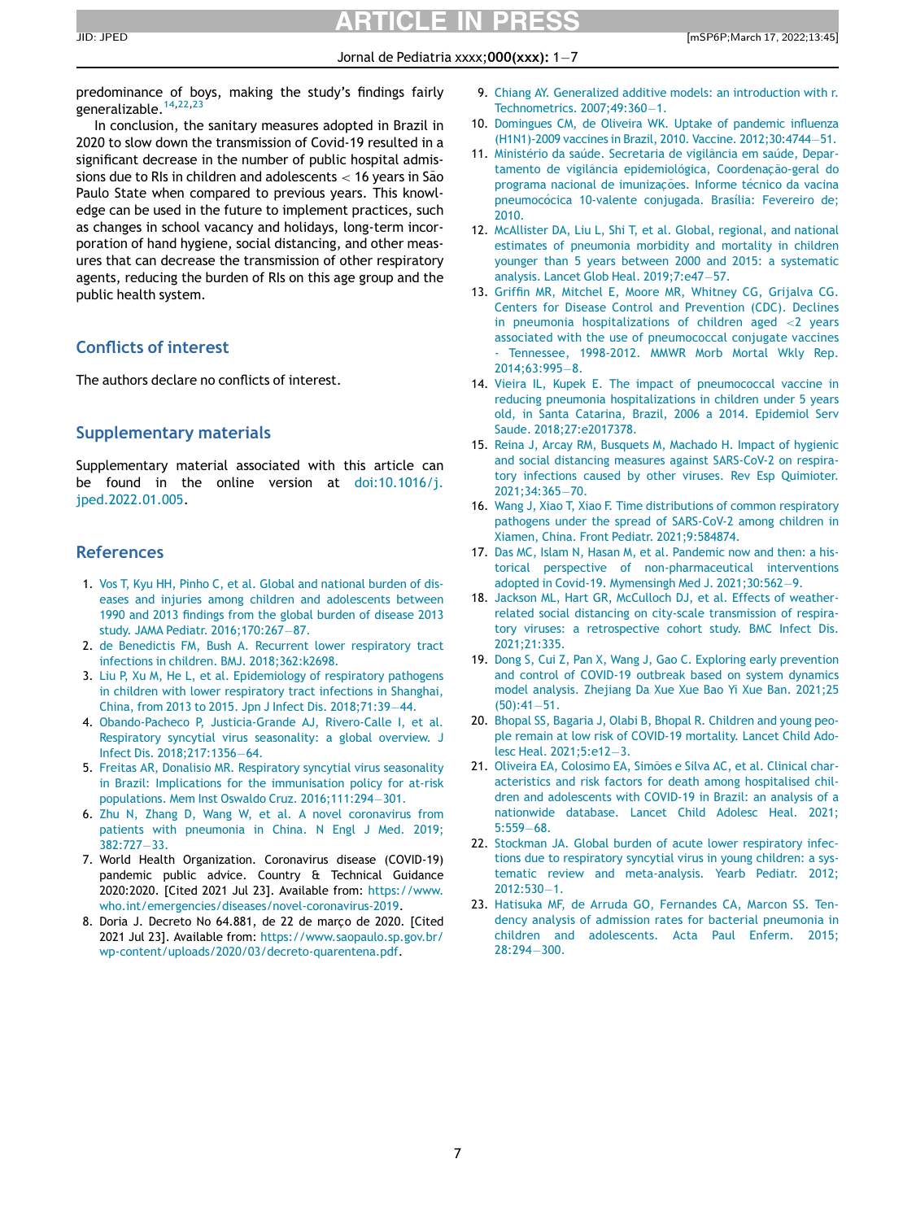predominance of boys, making the study's findings fairly generalizable.[14,22,23]

In conclusion, the sanitary measures adopted in Brazil in 2020 to slow down the transmission of Covid-19 resulted in a significant decrease in the number of public hospital admissions due to RIs in children and adolescents < 16 years in São Paulo State when compared to previous years. This knowledge can be used in the future to implement practices, such as changes in school vacancy and holidays, long-term incorporation of hand hygiene, social distancing, and other measures that can decrease the transmission of other respiratory agents, reducing the burden of RIs on this age group and the public health system.

## Conflicts of interest

The authors declare no conflicts of interest.

## Supplementary materials

Supplementary material associated with this article can be found in the online version at doi:10.1016/j.jped.2022.01.005.

## References

1. Vos T, Kyu HH, Pinho C, et al. Global and national burden of diseases and injuries among children and adolescents between 1990 and 2013 findings from the global burden of disease 2013 study. JAMA Pediatr. 2016;170:267–87.
2. de Benedictis FM, Bush A. Recurrent lower respiratory tract infections in children. BMJ. 2018;362:k2698.
3. Liu P, Xu M, He L, et al. Epidemiology of respiratory pathogens in children with lower respiratory tract infections in Shanghai, China, from 2013 to 2015. Jpn J Infect Dis. 2018;71:39–44.
4. Obando-Pacheco P, Justicia-Grande AJ, Rivero-Calle I, et al. Respiratory syncytial virus seasonality: a global overview. J Infect Dis. 2018;217:1356–64.
5. Freitas AR, Donalisio MR. Respiratory syncytial virus seasonality in Brazil: Implications for the immunisation policy for at-risk populations. Mem Inst Oswaldo Cruz. 2016;111:294–301.
6. Zhu N, Zhang D, Wang W, et al. A novel coronavirus from patients with pneumonia in China. N Engl J Med. 2019; 382:727–33.
7. World Health Organization. Coronavirus disease (COVID-19) pandemic public advice. Country & Technical Guidance 2020:2020. [Cited 2021 Jul 23]. Available from: https://www.who.int/emergencies/diseases/novel-coronavirus-2019.
8. Doria J. Decreto No 64.881, de 22 de março de 2020. [Cited 2021 Jul 23]. Available from: https://www.saopaulo.sp.gov.br/wp-content/uploads/2020/03/decreto-quarentena.pdf.
9. Chiang AY. Generalized additive models: an introduction with r. Technometrics. 2007;49:360–1.
10. Domingues CM, de Oliveira WK. Uptake of pandemic influenza (H1N1)-2009 vaccines in Brazil, 2010. Vaccine. 2012;30:4744–51.
11. Ministério da saúde. Secretaria de vigilância em saúde, Departamento de vigilância epidemiológica, Coordenação-geral do programa nacional de imunizações. Informe técnico da vacina pneumocócica 10-valente conjugada. Brasília: Fevereiro de; 2010.
12. McAllister DA, Liu L, Shi T, et al. Global, regional, and national estimates of pneumonia morbidity and mortality in children younger than 5 years between 2000 and 2015: a systematic analysis. Lancet Glob Heal. 2019;7:e47–57.
13. Griffin MR, Mitchel E, Moore MR, Whitney CG, Grijalva CG. Centers for Disease Control and Prevention (CDC). Declines in pneumonia hospitalizations of children aged <2 years associated with the use of pneumococcal conjugate vaccines - Tennessee, 1998-2012. MMWR Morb Mortal Wkly Rep. 2014;63:995–8.
14. Vieira IL, Kupek E. The impact of pneumococcal vaccine in reducing pneumonia hospitalizations in children under 5 years old, in Santa Catarina, Brazil, 2006 a 2014. Epidemiol Serv Saude. 2018;27:e2017378.
15. Reina J, Arcay RM, Busquets M, Machado H. Impact of hygienic and social distancing measures against SARS-CoV-2 on respiratory infections caused by other viruses. Rev Esp Quimioter. 2021;34:365–70.
16. Wang J, Xiao T, Xiao F. Time distributions of common respiratory pathogens under the spread of SARS-CoV-2 among children in Xiamen, China. Front Pediatr. 2021;9:584874.
17. Das MC, Islam N, Hasan M, et al. Pandemic now and then: a historical perspective of non-pharmaceutical interventions adopted in Covid-19. Mymensingh Med J. 2021;30:562–9.
18. Jackson ML, Hart GR, McCulloch DJ, et al. Effects of weather-related social distancing on city-scale transmission of respiratory viruses: a retrospective cohort study. BMC Infect Dis. 2021;21:335.
19. Dong S, Cui Z, Pan X, Wang J, Gao C. Exploring early prevention and control of COVID-19 outbreak based on system dynamics model analysis. Zhejiang Da Xue Xue Bao Yi Xue Ban. 2021;25 (50):41–51.
20. Bhopal SS, Bagaria J, Olabi B, Bhopal R. Children and young people remain at low risk of COVID-19 mortality. Lancet Child Adolesc Heal. 2021;5:e12–3.
21. Oliveira EA, Colosimo EA, Simões e Silva AC, et al. Clinical characteristics and risk factors for death among hospitalised children and adolescents with COVID-19 in Brazil: an analysis of a nationwide database. Lancet Child Adolesc Heal. 2021; 5:559–68.
22. Stockman JA. Global burden of acute lower respiratory infections due to respiratory syncytial virus in young children: a systematic review and meta-analysis. Yearb Pediatr. 2012; 2012:530–1.
23. Hatisuka MF, de Arruda GO, Fernandes CA, Marcon SS. Tendency analysis of admission rates for bacterial pneumonia in children and adolescents. Acta Paul Enferm. 2015; 28:294–300.